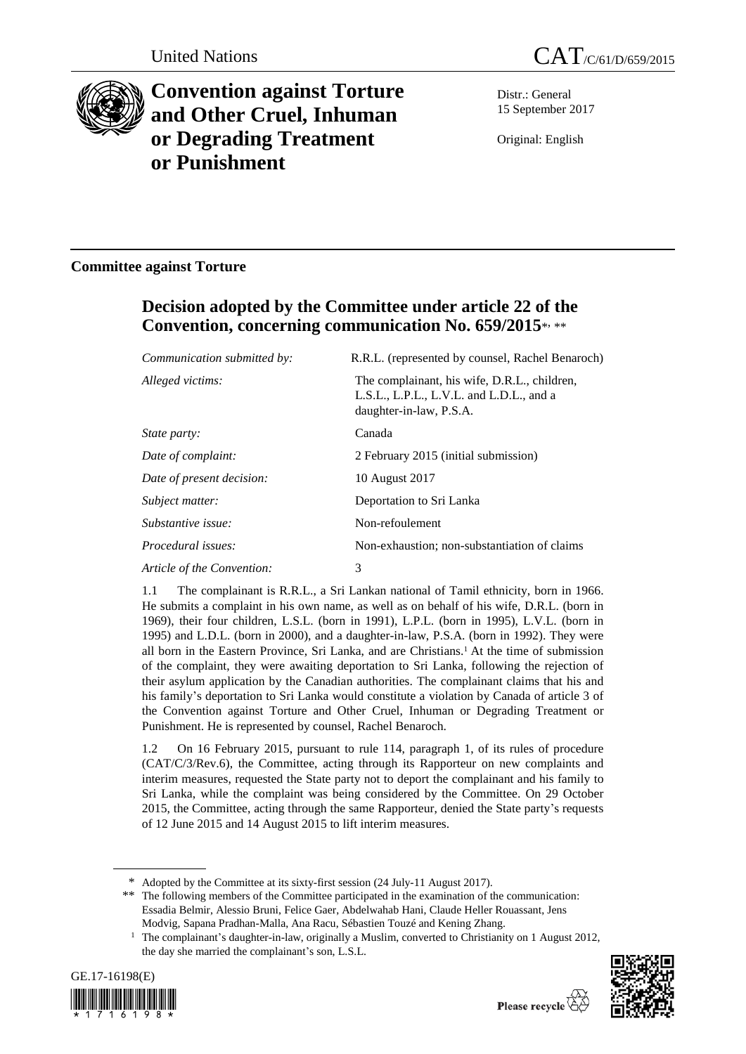United Nations

CAT/C/61/D/659/2015

# Convention against Torture and Other Cruel, Inhuman or Degrading Treatment or Punishment

Distr.: General
15 September 2017

Original: English

## Committee against Torture

### Decision adopted by the Committee under article 22 of the Convention, concerning communication No. 659/2015*, **

| | |
|---|---|
| *Communication submitted by:* | R.R.L. (represented by counsel, Rachel Benaroch) |
| *Alleged victims:* | The complainant, his wife, D.R.L., children, L.S.L., L.P.L., L.V.L. and L.D.L., and a daughter-in-law, P.S.A. |
| *State party:* | Canada |
| *Date of complaint:* | 2 February 2015 (initial submission) |
| *Date of present decision:* | 10 August 2017 |
| *Subject matter:* | Deportation to Sri Lanka |
| *Substantive issue:* | Non-refoulement |
| *Procedural issues:* | Non-exhaustion; non-substantiation of claims |
| *Article of the Convention:* | 3 |

1.1 The complainant is R.R.L., a Sri Lankan national of Tamil ethnicity, born in 1966. He submits a complaint in his own name, as well as on behalf of his wife, D.R.L. (born in 1969), their four children, L.S.L. (born in 1991), L.P.L. (born in 1995), L.V.L. (born in 1995) and L.D.L. (born in 2000), and a daughter-in-law, P.S.A. (born in 1992). They were all born in the Eastern Province, Sri Lanka, and are Christians.[1] At the time of submission of the complaint, they were awaiting deportation to Sri Lanka, following the rejection of their asylum application by the Canadian authorities. The complainant claims that his and his family's deportation to Sri Lanka would constitute a violation by Canada of article 3 of the Convention against Torture and Other Cruel, Inhuman or Degrading Treatment or Punishment. He is represented by counsel, Rachel Benaroch.

1.2 On 16 February 2015, pursuant to rule 114, paragraph 1, of its rules of procedure (CAT/C/3/Rev.6), the Committee, acting through its Rapporteur on new complaints and interim measures, requested the State party not to deport the complainant and his family to Sri Lanka, while the complaint was being considered by the Committee. On 29 October 2015, the Committee, acting through the same Rapporteur, denied the State party's requests of 12 June 2015 and 14 August 2015 to lift interim measures.

\* Adopted by the Committee at its sixty-first session (24 July-11 August 2017).

\*\* The following members of the Committee participated in the examination of the communication: Essadia Belmir, Alessio Bruni, Felice Gaer, Abdelwahab Hani, Claude Heller Rouassant, Jens Modvig, Sapana Pradhan-Malla, Ana Racu, Sébastien Touzé and Kening Zhang.

[1] The complainant's daughter-in-law, originally a Muslim, converted to Christianity on 1 August 2012, the day she married the complainant's son, L.S.L.

GE.17-16198(E)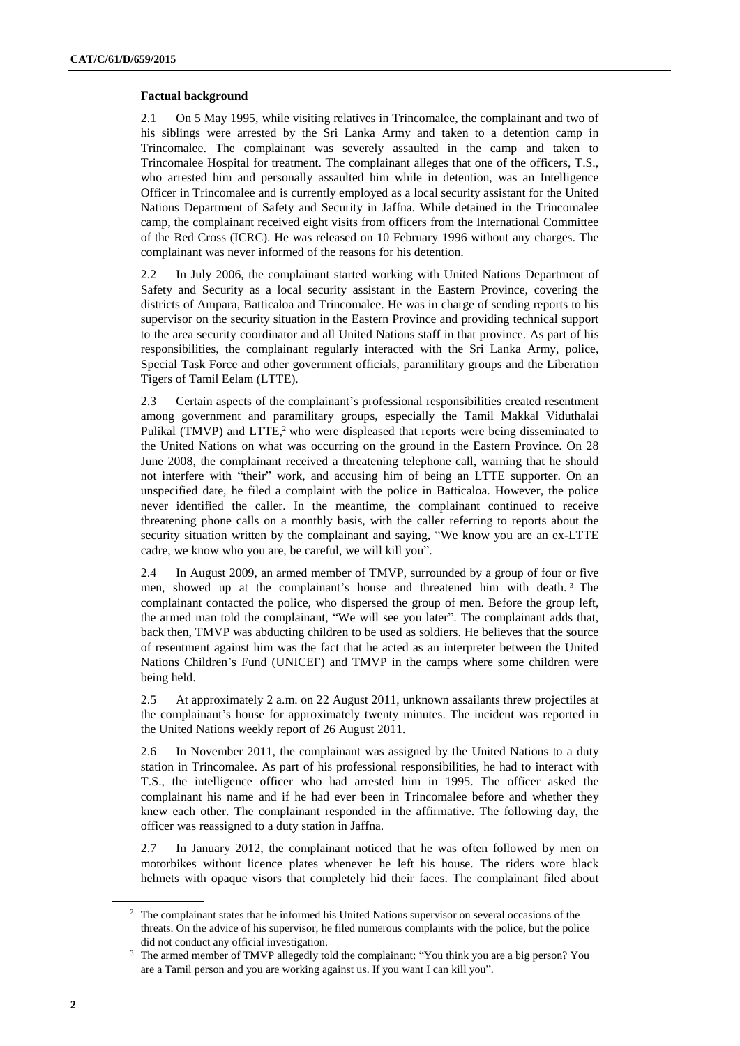### Factual background

2.1 On 5 May 1995, while visiting relatives in Trincomalee, the complainant and two of his siblings were arrested by the Sri Lanka Army and taken to a detention camp in Trincomalee. The complainant was severely assaulted in the camp and taken to Trincomalee Hospital for treatment. The complainant alleges that one of the officers, T.S., who arrested him and personally assaulted him while in detention, was an Intelligence Officer in Trincomalee and is currently employed as a local security assistant for the United Nations Department of Safety and Security in Jaffna. While detained in the Trincomalee camp, the complainant received eight visits from officers from the International Committee of the Red Cross (ICRC). He was released on 10 February 1996 without any charges. The complainant was never informed of the reasons for his detention.

2.2 In July 2006, the complainant started working with United Nations Department of Safety and Security as a local security assistant in the Eastern Province, covering the districts of Ampara, Batticaloa and Trincomalee. He was in charge of sending reports to his supervisor on the security situation in the Eastern Province and providing technical support to the area security coordinator and all United Nations staff in that province. As part of his responsibilities, the complainant regularly interacted with the Sri Lanka Army, police, Special Task Force and other government officials, paramilitary groups and the Liberation Tigers of Tamil Eelam (LTTE).

2.3 Certain aspects of the complainant's professional responsibilities created resentment among government and paramilitary groups, especially the Tamil Makkal Viduthalai Pulikal (TMVP) and LTTE,[2] who were displeased that reports were being disseminated to the United Nations on what was occurring on the ground in the Eastern Province. On 28 June 2008, the complainant received a threatening telephone call, warning that he should not interfere with "their" work, and accusing him of being an LTTE supporter. On an unspecified date, he filed a complaint with the police in Batticaloa. However, the police never identified the caller. In the meantime, the complainant continued to receive threatening phone calls on a monthly basis, with the caller referring to reports about the security situation written by the complainant and saying, "We know you are an ex-LTTE cadre, we know who you are, be careful, we will kill you".

2.4 In August 2009, an armed member of TMVP, surrounded by a group of four or five men, showed up at the complainant's house and threatened him with death.[3] The complainant contacted the police, who dispersed the group of men. Before the group left, the armed man told the complainant, "We will see you later". The complainant adds that, back then, TMVP was abducting children to be used as soldiers. He believes that the source of resentment against him was the fact that he acted as an interpreter between the United Nations Children's Fund (UNICEF) and TMVP in the camps where some children were being held.

2.5 At approximately 2 a.m. on 22 August 2011, unknown assailants threw projectiles at the complainant's house for approximately twenty minutes. The incident was reported in the United Nations weekly report of 26 August 2011.

2.6 In November 2011, the complainant was assigned by the United Nations to a duty station in Trincomalee. As part of his professional responsibilities, he had to interact with T.S., the intelligence officer who had arrested him in 1995. The officer asked the complainant his name and if he had ever been in Trincomalee before and whether they knew each other. The complainant responded in the affirmative. The following day, the officer was reassigned to a duty station in Jaffna.

2.7 In January 2012, the complainant noticed that he was often followed by men on motorbikes without licence plates whenever he left his house. The riders wore black helmets with opaque visors that completely hid their faces. The complainant filed about

[2] The complainant states that he informed his United Nations supervisor on several occasions of the threats. On the advice of his supervisor, he filed numerous complaints with the police, but the police did not conduct any official investigation.

[3] The armed member of TMVP allegedly told the complainant: "You think you are a big person? You are a Tamil person and you are working against us. If you want I can kill you".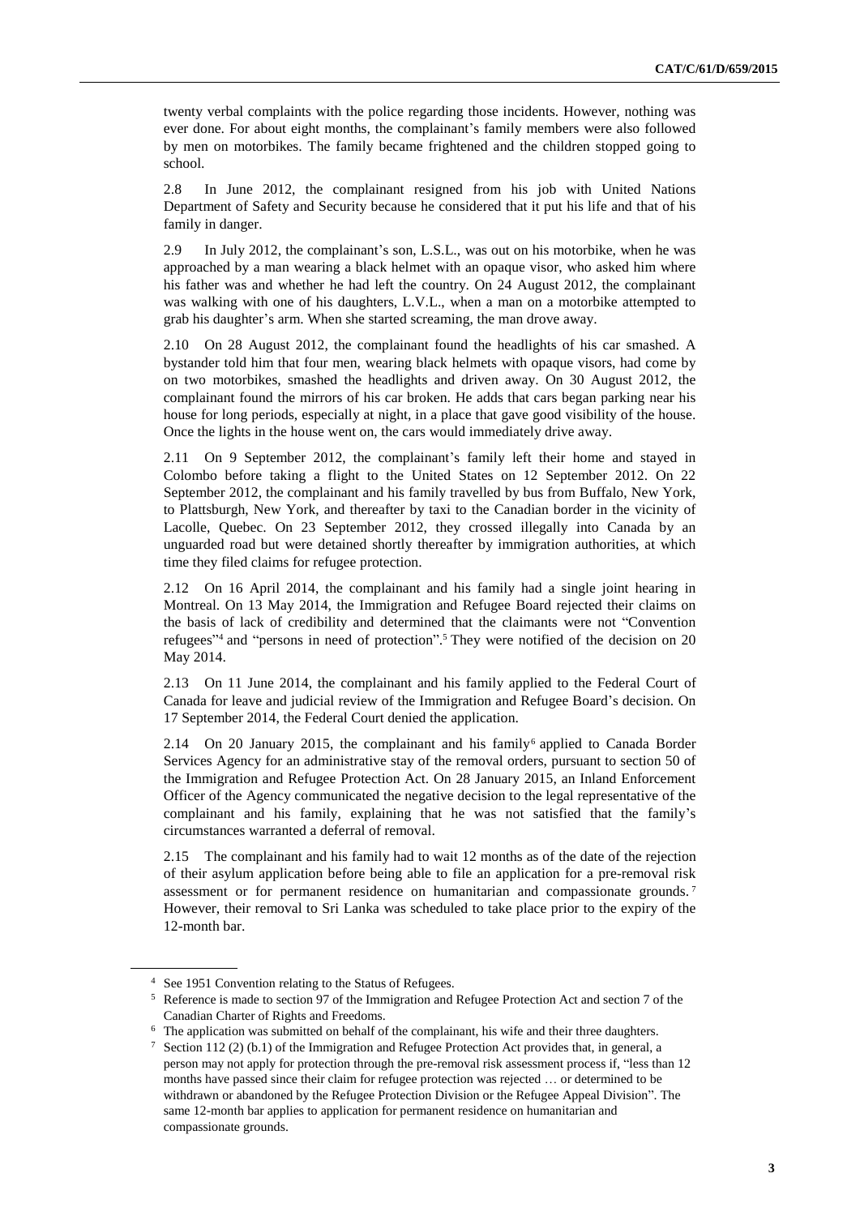twenty verbal complaints with the police regarding those incidents. However, nothing was ever done. For about eight months, the complainant's family members were also followed by men on motorbikes. The family became frightened and the children stopped going to school.

2.8 In June 2012, the complainant resigned from his job with United Nations Department of Safety and Security because he considered that it put his life and that of his family in danger.

2.9 In July 2012, the complainant's son, L.S.L., was out on his motorbike, when he was approached by a man wearing a black helmet with an opaque visor, who asked him where his father was and whether he had left the country. On 24 August 2012, the complainant was walking with one of his daughters, L.V.L., when a man on a motorbike attempted to grab his daughter's arm. When she started screaming, the man drove away.

2.10 On 28 August 2012, the complainant found the headlights of his car smashed. A bystander told him that four men, wearing black helmets with opaque visors, had come by on two motorbikes, smashed the headlights and driven away. On 30 August 2012, the complainant found the mirrors of his car broken. He adds that cars began parking near his house for long periods, especially at night, in a place that gave good visibility of the house. Once the lights in the house went on, the cars would immediately drive away.

2.11 On 9 September 2012, the complainant's family left their home and stayed in Colombo before taking a flight to the United States on 12 September 2012. On 22 September 2012, the complainant and his family travelled by bus from Buffalo, New York, to Plattsburgh, New York, and thereafter by taxi to the Canadian border in the vicinity of Lacolle, Quebec. On 23 September 2012, they crossed illegally into Canada by an unguarded road but were detained shortly thereafter by immigration authorities, at which time they filed claims for refugee protection.

2.12 On 16 April 2014, the complainant and his family had a single joint hearing in Montreal. On 13 May 2014, the Immigration and Refugee Board rejected their claims on the basis of lack of credibility and determined that the claimants were not "Convention refugees"[4] and "persons in need of protection".[5] They were notified of the decision on 20 May 2014.

2.13 On 11 June 2014, the complainant and his family applied to the Federal Court of Canada for leave and judicial review of the Immigration and Refugee Board's decision. On 17 September 2014, the Federal Court denied the application.

2.14 On 20 January 2015, the complainant and his family[6] applied to Canada Border Services Agency for an administrative stay of the removal orders, pursuant to section 50 of the Immigration and Refugee Protection Act. On 28 January 2015, an Inland Enforcement Officer of the Agency communicated the negative decision to the legal representative of the complainant and his family, explaining that he was not satisfied that the family's circumstances warranted a deferral of removal.

2.15 The complainant and his family had to wait 12 months as of the date of the rejection of their asylum application before being able to file an application for a pre-removal risk assessment or for permanent residence on humanitarian and compassionate grounds.[7] However, their removal to Sri Lanka was scheduled to take place prior to the expiry of the 12-month bar.

---

[4] See 1951 Convention relating to the Status of Refugees.

[5] Reference is made to section 97 of the Immigration and Refugee Protection Act and section 7 of the Canadian Charter of Rights and Freedoms.

[6] The application was submitted on behalf of the complainant, his wife and their three daughters.

[7] Section 112 (2) (b.1) of the Immigration and Refugee Protection Act provides that, in general, a person may not apply for protection through the pre-removal risk assessment process if, "less than 12 months have passed since their claim for refugee protection was rejected … or determined to be withdrawn or abandoned by the Refugee Protection Division or the Refugee Appeal Division". The same 12-month bar applies to application for permanent residence on humanitarian and compassionate grounds.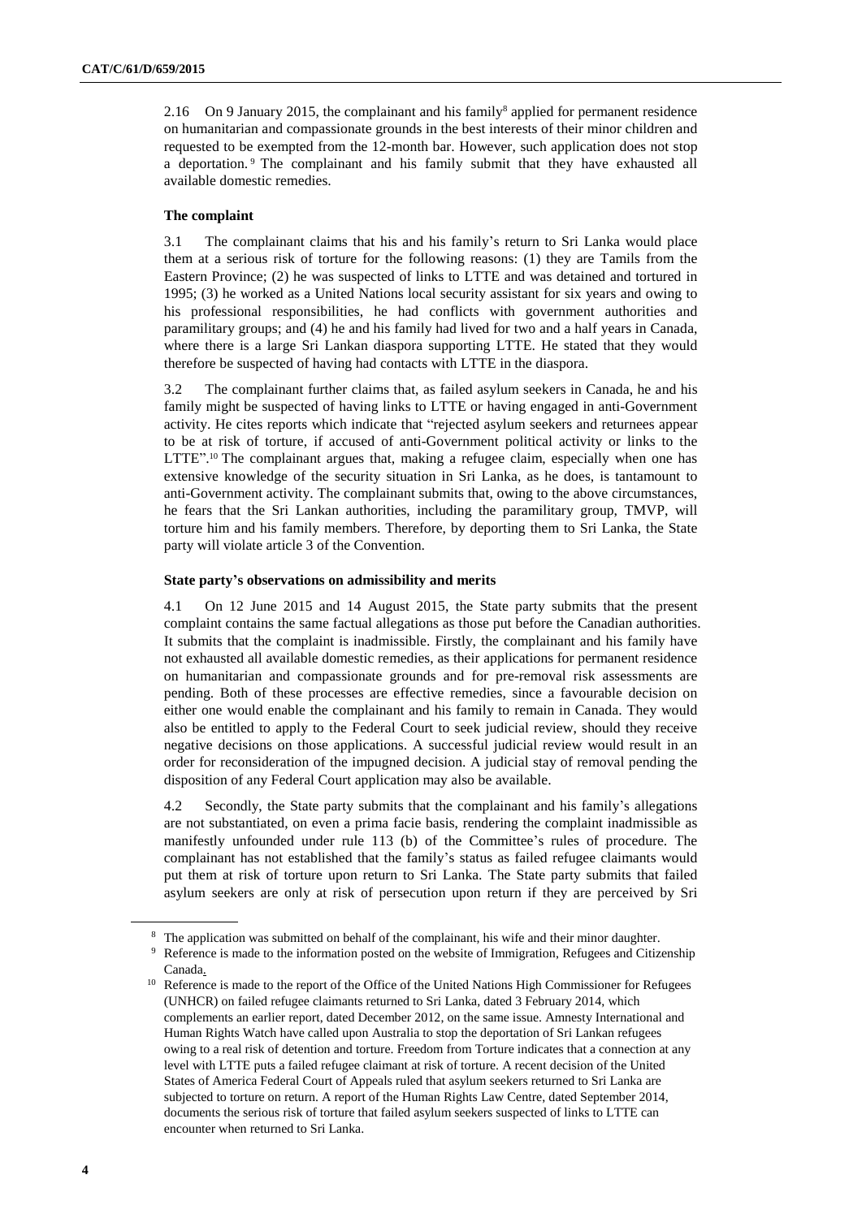2.16 On 9 January 2015, the complainant and his family[8] applied for permanent residence on humanitarian and compassionate grounds in the best interests of their minor children and requested to be exempted from the 12-month bar. However, such application does not stop a deportation.[9] The complainant and his family submit that they have exhausted all available domestic remedies.

### The complaint

3.1 The complainant claims that his and his family's return to Sri Lanka would place them at a serious risk of torture for the following reasons: (1) they are Tamils from the Eastern Province; (2) he was suspected of links to LTTE and was detained and tortured in 1995; (3) he worked as a United Nations local security assistant for six years and owing to his professional responsibilities, he had conflicts with government authorities and paramilitary groups; and (4) he and his family had lived for two and a half years in Canada, where there is a large Sri Lankan diaspora supporting LTTE. He stated that they would therefore be suspected of having had contacts with LTTE in the diaspora.

3.2 The complainant further claims that, as failed asylum seekers in Canada, he and his family might be suspected of having links to LTTE or having engaged in anti-Government activity. He cites reports which indicate that "rejected asylum seekers and returnees appear to be at risk of torture, if accused of anti-Government political activity or links to the LTTE".[10] The complainant argues that, making a refugee claim, especially when one has extensive knowledge of the security situation in Sri Lanka, as he does, is tantamount to anti-Government activity. The complainant submits that, owing to the above circumstances, he fears that the Sri Lankan authorities, including the paramilitary group, TMVP, will torture him and his family members. Therefore, by deporting them to Sri Lanka, the State party will violate article 3 of the Convention.

### State party's observations on admissibility and merits

4.1 On 12 June 2015 and 14 August 2015, the State party submits that the present complaint contains the same factual allegations as those put before the Canadian authorities. It submits that the complaint is inadmissible. Firstly, the complainant and his family have not exhausted all available domestic remedies, as their applications for permanent residence on humanitarian and compassionate grounds and for pre-removal risk assessments are pending. Both of these processes are effective remedies, since a favourable decision on either one would enable the complainant and his family to remain in Canada. They would also be entitled to apply to the Federal Court to seek judicial review, should they receive negative decisions on those applications. A successful judicial review would result in an order for reconsideration of the impugned decision. A judicial stay of removal pending the disposition of any Federal Court application may also be available.

4.2 Secondly, the State party submits that the complainant and his family's allegations are not substantiated, on even a prima facie basis, rendering the complaint inadmissible as manifestly unfounded under rule 113 (b) of the Committee's rules of procedure. The complainant has not established that the family's status as failed refugee claimants would put them at risk of torture upon return to Sri Lanka. The State party submits that failed asylum seekers are only at risk of persecution upon return if they are perceived by Sri

---

[8] The application was submitted on behalf of the complainant, his wife and their minor daughter.

[9] Reference is made to the information posted on the website of Immigration, Refugees and Citizenship Canada.

[10] Reference is made to the report of the Office of the United Nations High Commissioner for Refugees (UNHCR) on failed refugee claimants returned to Sri Lanka, dated 3 February 2014, which complements an earlier report, dated December 2012, on the same issue. Amnesty International and Human Rights Watch have called upon Australia to stop the deportation of Sri Lankan refugees owing to a real risk of detention and torture. Freedom from Torture indicates that a connection at any level with LTTE puts a failed refugee claimant at risk of torture. A recent decision of the United States of America Federal Court of Appeals ruled that asylum seekers returned to Sri Lanka are subjected to torture on return. A report of the Human Rights Law Centre, dated September 2014, documents the serious risk of torture that failed asylum seekers suspected of links to LTTE can encounter when returned to Sri Lanka.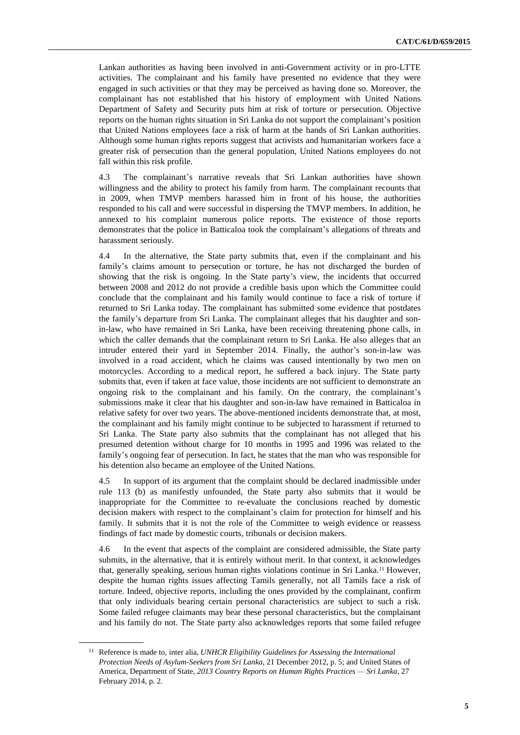Lankan authorities as having been involved in anti-Government activity or in pro-LTTE activities. The complainant and his family have presented no evidence that they were engaged in such activities or that they may be perceived as having done so. Moreover, the complainant has not established that his history of employment with United Nations Department of Safety and Security puts him at risk of torture or persecution. Objective reports on the human rights situation in Sri Lanka do not support the complainant's position that United Nations employees face a risk of harm at the hands of Sri Lankan authorities. Although some human rights reports suggest that activists and humanitarian workers face a greater risk of persecution than the general population, United Nations employees do not fall within this risk profile.

4.3 The complainant's narrative reveals that Sri Lankan authorities have shown willingness and the ability to protect his family from harm. The complainant recounts that in 2009, when TMVP members harassed him in front of his house, the authorities responded to his call and were successful in dispersing the TMVP members. In addition, he annexed to his complaint numerous police reports. The existence of those reports demonstrates that the police in Batticaloa took the complainant's allegations of threats and harassment seriously.

4.4 In the alternative, the State party submits that, even if the complainant and his family's claims amount to persecution or torture, he has not discharged the burden of showing that the risk is ongoing. In the State party's view, the incidents that occurred between 2008 and 2012 do not provide a credible basis upon which the Committee could conclude that the complainant and his family would continue to face a risk of torture if returned to Sri Lanka today. The complainant has submitted some evidence that postdates the family's departure from Sri Lanka. The complainant alleges that his daughter and son-in-law, who have remained in Sri Lanka, have been receiving threatening phone calls, in which the caller demands that the complainant return to Sri Lanka. He also alleges that an intruder entered their yard in September 2014. Finally, the author's son-in-law was involved in a road accident, which he claims was caused intentionally by two men on motorcycles. According to a medical report, he suffered a back injury. The State party submits that, even if taken at face value, those incidents are not sufficient to demonstrate an ongoing risk to the complainant and his family. On the contrary, the complainant's submissions make it clear that his daughter and son-in-law have remained in Batticaloa in relative safety for over two years. The above-mentioned incidents demonstrate that, at most, the complainant and his family might continue to be subjected to harassment if returned to Sri Lanka. The State party also submits that the complainant has not alleged that his presumed detention without charge for 10 months in 1995 and 1996 was related to the family's ongoing fear of persecution. In fact, he states that the man who was responsible for his detention also became an employee of the United Nations.

4.5 In support of its argument that the complaint should be declared inadmissible under rule 113 (b) as manifestly unfounded, the State party also submits that it would be inappropriate for the Committee to re-evaluate the conclusions reached by domestic decision makers with respect to the complainant's claim for protection for himself and his family. It submits that it is not the role of the Committee to weigh evidence or reassess findings of fact made by domestic courts, tribunals or decision makers.

4.6 In the event that aspects of the complaint are considered admissible, the State party submits, in the alternative, that it is entirely without merit. In that context, it acknowledges that, generally speaking, serious human rights violations continue in Sri Lanka.[11] However, despite the human rights issues affecting Tamils generally, not all Tamils face a risk of torture. Indeed, objective reports, including the ones provided by the complainant, confirm that only individuals bearing certain personal characteristics are subject to such a risk. Some failed refugee claimants may bear these personal characteristics, but the complainant and his family do not. The State party also acknowledges reports that some failed refugee

[11] Reference is made to, inter alia, *UNHCR Eligibility Guidelines for Assessing the International Protection Needs of Asylum-Seekers from Sri Lanka*, 21 December 2012, p. 5; and United States of America, Department of State, *2013 Country Reports on Human Rights Practices — Sri Lanka*, 27 February 2014, p. 2.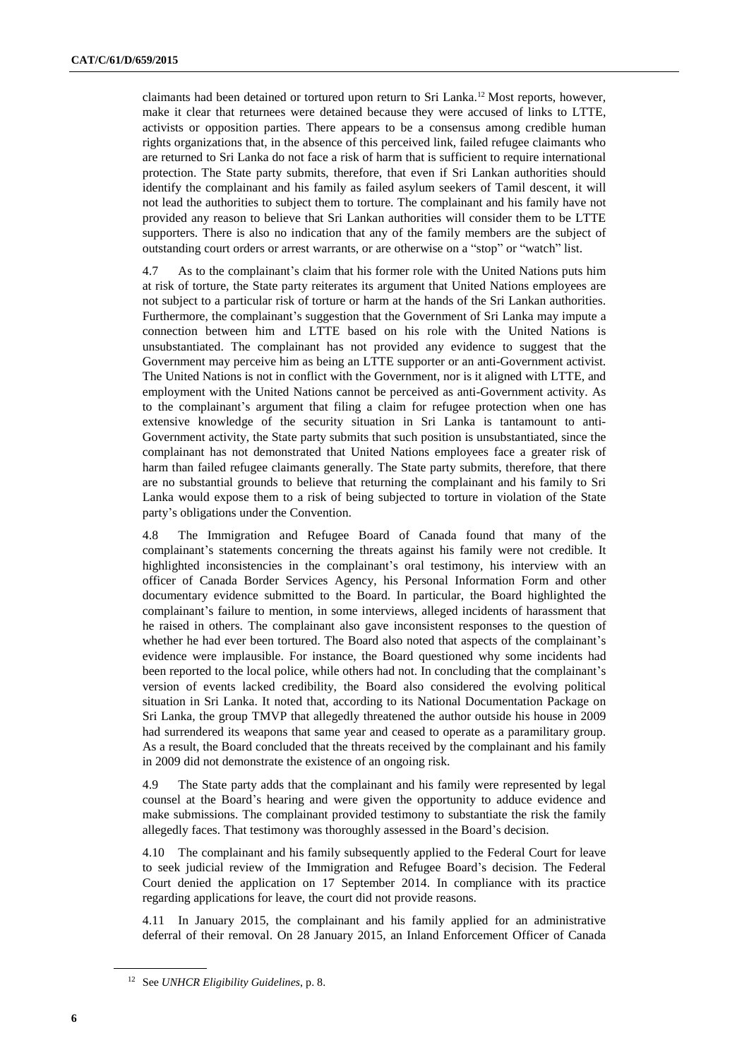claimants had been detained or tortured upon return to Sri Lanka.[12] Most reports, however, make it clear that returnees were detained because they were accused of links to LTTE, activists or opposition parties. There appears to be a consensus among credible human rights organizations that, in the absence of this perceived link, failed refugee claimants who are returned to Sri Lanka do not face a risk of harm that is sufficient to require international protection. The State party submits, therefore, that even if Sri Lankan authorities should identify the complainant and his family as failed asylum seekers of Tamil descent, it will not lead the authorities to subject them to torture. The complainant and his family have not provided any reason to believe that Sri Lankan authorities will consider them to be LTTE supporters. There is also no indication that any of the family members are the subject of outstanding court orders or arrest warrants, or are otherwise on a "stop" or "watch" list.

4.7 As to the complainant's claim that his former role with the United Nations puts him at risk of torture, the State party reiterates its argument that United Nations employees are not subject to a particular risk of torture or harm at the hands of the Sri Lankan authorities. Furthermore, the complainant's suggestion that the Government of Sri Lanka may impute a connection between him and LTTE based on his role with the United Nations is unsubstantiated. The complainant has not provided any evidence to suggest that the Government may perceive him as being an LTTE supporter or an anti-Government activist. The United Nations is not in conflict with the Government, nor is it aligned with LTTE, and employment with the United Nations cannot be perceived as anti-Government activity. As to the complainant's argument that filing a claim for refugee protection when one has extensive knowledge of the security situation in Sri Lanka is tantamount to anti-Government activity, the State party submits that such position is unsubstantiated, since the complainant has not demonstrated that United Nations employees face a greater risk of harm than failed refugee claimants generally. The State party submits, therefore, that there are no substantial grounds to believe that returning the complainant and his family to Sri Lanka would expose them to a risk of being subjected to torture in violation of the State party's obligations under the Convention.

4.8 The Immigration and Refugee Board of Canada found that many of the complainant's statements concerning the threats against his family were not credible. It highlighted inconsistencies in the complainant's oral testimony, his interview with an officer of Canada Border Services Agency, his Personal Information Form and other documentary evidence submitted to the Board. In particular, the Board highlighted the complainant's failure to mention, in some interviews, alleged incidents of harassment that he raised in others. The complainant also gave inconsistent responses to the question of whether he had ever been tortured. The Board also noted that aspects of the complainant's evidence were implausible. For instance, the Board questioned why some incidents had been reported to the local police, while others had not. In concluding that the complainant's version of events lacked credibility, the Board also considered the evolving political situation in Sri Lanka. It noted that, according to its National Documentation Package on Sri Lanka, the group TMVP that allegedly threatened the author outside his house in 2009 had surrendered its weapons that same year and ceased to operate as a paramilitary group. As a result, the Board concluded that the threats received by the complainant and his family in 2009 did not demonstrate the existence of an ongoing risk.

4.9 The State party adds that the complainant and his family were represented by legal counsel at the Board's hearing and were given the opportunity to adduce evidence and make submissions. The complainant provided testimony to substantiate the risk the family allegedly faces. That testimony was thoroughly assessed in the Board's decision.

4.10 The complainant and his family subsequently applied to the Federal Court for leave to seek judicial review of the Immigration and Refugee Board's decision. The Federal Court denied the application on 17 September 2014. In compliance with its practice regarding applications for leave, the court did not provide reasons.

4.11 In January 2015, the complainant and his family applied for an administrative deferral of their removal. On 28 January 2015, an Inland Enforcement Officer of Canada

[12] See *UNHCR Eligibility Guidelines*, p. 8.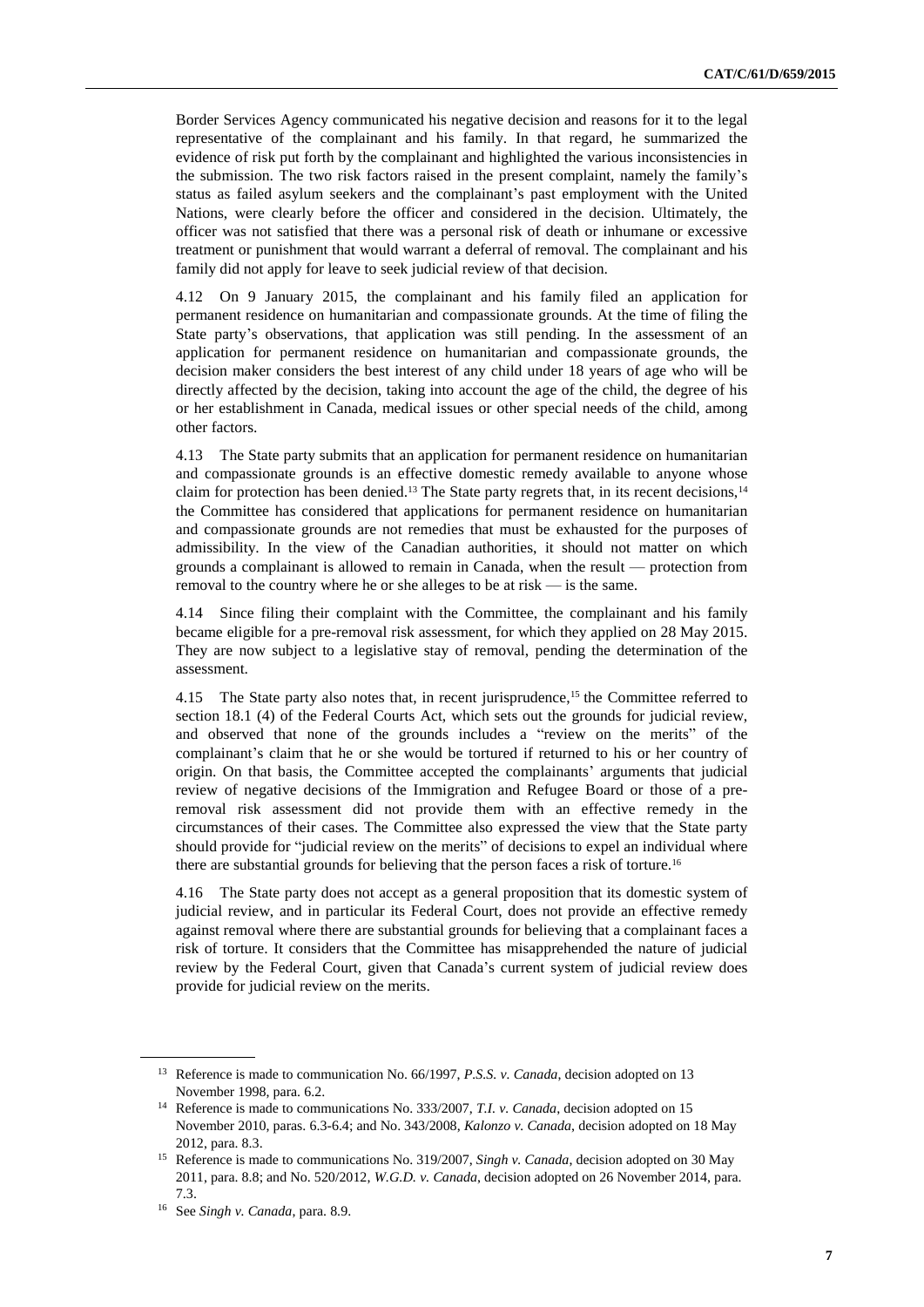Border Services Agency communicated his negative decision and reasons for it to the legal representative of the complainant and his family. In that regard, he summarized the evidence of risk put forth by the complainant and highlighted the various inconsistencies in the submission. The two risk factors raised in the present complaint, namely the family's status as failed asylum seekers and the complainant's past employment with the United Nations, were clearly before the officer and considered in the decision. Ultimately, the officer was not satisfied that there was a personal risk of death or inhumane or excessive treatment or punishment that would warrant a deferral of removal. The complainant and his family did not apply for leave to seek judicial review of that decision.

4.12 On 9 January 2015, the complainant and his family filed an application for permanent residence on humanitarian and compassionate grounds. At the time of filing the State party's observations, that application was still pending. In the assessment of an application for permanent residence on humanitarian and compassionate grounds, the decision maker considers the best interest of any child under 18 years of age who will be directly affected by the decision, taking into account the age of the child, the degree of his or her establishment in Canada, medical issues or other special needs of the child, among other factors.

4.13 The State party submits that an application for permanent residence on humanitarian and compassionate grounds is an effective domestic remedy available to anyone whose claim for protection has been denied.[13] The State party regrets that, in its recent decisions,[14] the Committee has considered that applications for permanent residence on humanitarian and compassionate grounds are not remedies that must be exhausted for the purposes of admissibility. In the view of the Canadian authorities, it should not matter on which grounds a complainant is allowed to remain in Canada, when the result — protection from removal to the country where he or she alleges to be at risk — is the same.

4.14 Since filing their complaint with the Committee, the complainant and his family became eligible for a pre-removal risk assessment, for which they applied on 28 May 2015. They are now subject to a legislative stay of removal, pending the determination of the assessment.

4.15 The State party also notes that, in recent jurisprudence,[15] the Committee referred to section 18.1 (4) of the Federal Courts Act, which sets out the grounds for judicial review, and observed that none of the grounds includes a "review on the merits" of the complainant's claim that he or she would be tortured if returned to his or her country of origin. On that basis, the Committee accepted the complainants' arguments that judicial review of negative decisions of the Immigration and Refugee Board or those of a pre-removal risk assessment did not provide them with an effective remedy in the circumstances of their cases. The Committee also expressed the view that the State party should provide for "judicial review on the merits" of decisions to expel an individual where there are substantial grounds for believing that the person faces a risk of torture.[16]

4.16 The State party does not accept as a general proposition that its domestic system of judicial review, and in particular its Federal Court, does not provide an effective remedy against removal where there are substantial grounds for believing that a complainant faces a risk of torture. It considers that the Committee has misapprehended the nature of judicial review by the Federal Court, given that Canada's current system of judicial review does provide for judicial review on the merits.

---

[13] Reference is made to communication No. 66/1997, *P.S.S. v. Canada*, decision adopted on 13 November 1998, para. 6.2.

[14] Reference is made to communications No. 333/2007, *T.I. v. Canada*, decision adopted on 15 November 2010, paras. 6.3-6.4; and No. 343/2008, *Kalonzo v. Canada*, decision adopted on 18 May 2012, para. 8.3.

[15] Reference is made to communications No. 319/2007, *Singh v. Canada*, decision adopted on 30 May 2011, para. 8.8; and No. 520/2012, *W.G.D. v. Canada*, decision adopted on 26 November 2014, para. 7.3.

[16] See *Singh v. Canada*, para. 8.9.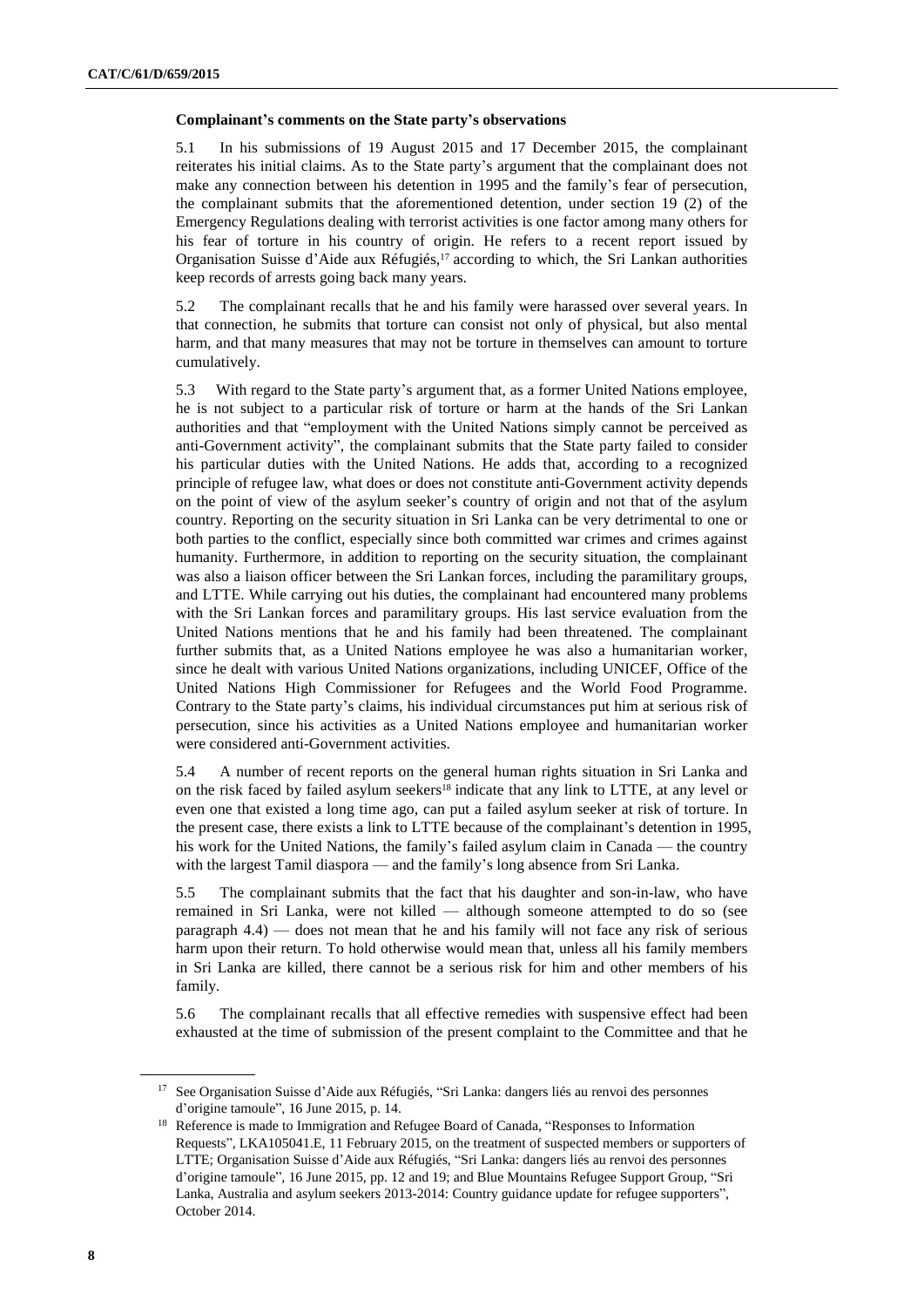**Complainant's comments on the State party's observations**

5.1 In his submissions of 19 August 2015 and 17 December 2015, the complainant reiterates his initial claims. As to the State party's argument that the complainant does not make any connection between his detention in 1995 and the family's fear of persecution, the complainant submits that the aforementioned detention, under section 19 (2) of the Emergency Regulations dealing with terrorist activities is one factor among many others for his fear of torture in his country of origin. He refers to a recent report issued by Organisation Suisse d'Aide aux Réfugiés,[17] according to which, the Sri Lankan authorities keep records of arrests going back many years.

5.2 The complainant recalls that he and his family were harassed over several years. In that connection, he submits that torture can consist not only of physical, but also mental harm, and that many measures that may not be torture in themselves can amount to torture cumulatively.

5.3 With regard to the State party's argument that, as a former United Nations employee, he is not subject to a particular risk of torture or harm at the hands of the Sri Lankan authorities and that "employment with the United Nations simply cannot be perceived as anti-Government activity", the complainant submits that the State party failed to consider his particular duties with the United Nations. He adds that, according to a recognized principle of refugee law, what does or does not constitute anti-Government activity depends on the point of view of the asylum seeker's country of origin and not that of the asylum country. Reporting on the security situation in Sri Lanka can be very detrimental to one or both parties to the conflict, especially since both committed war crimes and crimes against humanity. Furthermore, in addition to reporting on the security situation, the complainant was also a liaison officer between the Sri Lankan forces, including the paramilitary groups, and LTTE. While carrying out his duties, the complainant had encountered many problems with the Sri Lankan forces and paramilitary groups. His last service evaluation from the United Nations mentions that he and his family had been threatened. The complainant further submits that, as a United Nations employee he was also a humanitarian worker, since he dealt with various United Nations organizations, including UNICEF, Office of the United Nations High Commissioner for Refugees and the World Food Programme. Contrary to the State party's claims, his individual circumstances put him at serious risk of persecution, since his activities as a United Nations employee and humanitarian worker were considered anti-Government activities.

5.4 A number of recent reports on the general human rights situation in Sri Lanka and on the risk faced by failed asylum seekers[18] indicate that any link to LTTE, at any level or even one that existed a long time ago, can put a failed asylum seeker at risk of torture. In the present case, there exists a link to LTTE because of the complainant's detention in 1995, his work for the United Nations, the family's failed asylum claim in Canada — the country with the largest Tamil diaspora — and the family's long absence from Sri Lanka.

5.5 The complainant submits that the fact that his daughter and son-in-law, who have remained in Sri Lanka, were not killed — although someone attempted to do so (see paragraph 4.4) — does not mean that he and his family will not face any risk of serious harm upon their return. To hold otherwise would mean that, unless all his family members in Sri Lanka are killed, there cannot be a serious risk for him and other members of his family.

5.6 The complainant recalls that all effective remedies with suspensive effect had been exhausted at the time of submission of the present complaint to the Committee and that he

[17] See Organisation Suisse d'Aide aux Réfugiés, "Sri Lanka: dangers liés au renvoi des personnes d'origine tamoule", 16 June 2015, p. 14.

[18] Reference is made to Immigration and Refugee Board of Canada, "Responses to Information Requests", LKA105041.E, 11 February 2015, on the treatment of suspected members or supporters of LTTE; Organisation Suisse d'Aide aux Réfugiés, "Sri Lanka: dangers liés au renvoi des personnes d'origine tamoule", 16 June 2015, pp. 12 and 19; and Blue Mountains Refugee Support Group, "Sri Lanka, Australia and asylum seekers 2013-2014: Country guidance update for refugee supporters", October 2014.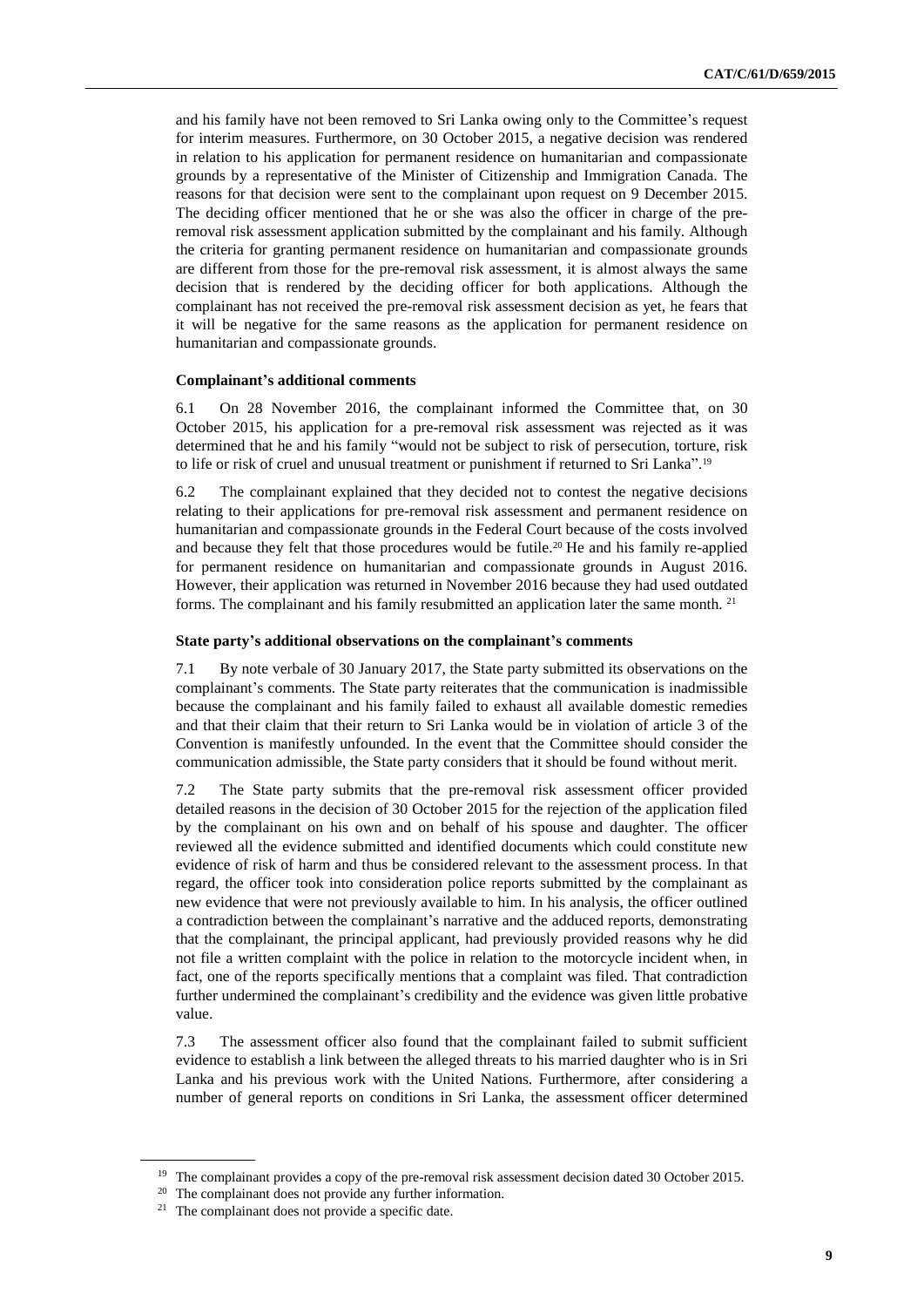and his family have not been removed to Sri Lanka owing only to the Committee's request for interim measures. Furthermore, on 30 October 2015, a negative decision was rendered in relation to his application for permanent residence on humanitarian and compassionate grounds by a representative of the Minister of Citizenship and Immigration Canada. The reasons for that decision were sent to the complainant upon request on 9 December 2015. The deciding officer mentioned that he or she was also the officer in charge of the pre-removal risk assessment application submitted by the complainant and his family. Although the criteria for granting permanent residence on humanitarian and compassionate grounds are different from those for the pre-removal risk assessment, it is almost always the same decision that is rendered by the deciding officer for both applications. Although the complainant has not received the pre-removal risk assessment decision as yet, he fears that it will be negative for the same reasons as the application for permanent residence on humanitarian and compassionate grounds.

### Complainant's additional comments

6.1 On 28 November 2016, the complainant informed the Committee that, on 30 October 2015, his application for a pre-removal risk assessment was rejected as it was determined that he and his family "would not be subject to risk of persecution, torture, risk to life or risk of cruel and unusual treatment or punishment if returned to Sri Lanka".[19]

6.2 The complainant explained that they decided not to contest the negative decisions relating to their applications for pre-removal risk assessment and permanent residence on humanitarian and compassionate grounds in the Federal Court because of the costs involved and because they felt that those procedures would be futile.[20] He and his family re-applied for permanent residence on humanitarian and compassionate grounds in August 2016. However, their application was returned in November 2016 because they had used outdated forms. The complainant and his family resubmitted an application later the same month.[21]

### State party's additional observations on the complainant's comments

7.1 By note verbale of 30 January 2017, the State party submitted its observations on the complainant's comments. The State party reiterates that the communication is inadmissible because the complainant and his family failed to exhaust all available domestic remedies and that their claim that their return to Sri Lanka would be in violation of article 3 of the Convention is manifestly unfounded. In the event that the Committee should consider the communication admissible, the State party considers that it should be found without merit.

7.2 The State party submits that the pre-removal risk assessment officer provided detailed reasons in the decision of 30 October 2015 for the rejection of the application filed by the complainant on his own and on behalf of his spouse and daughter. The officer reviewed all the evidence submitted and identified documents which could constitute new evidence of risk of harm and thus be considered relevant to the assessment process. In that regard, the officer took into consideration police reports submitted by the complainant as new evidence that were not previously available to him. In his analysis, the officer outlined a contradiction between the complainant's narrative and the adduced reports, demonstrating that the complainant, the principal applicant, had previously provided reasons why he did not file a written complaint with the police in relation to the motorcycle incident when, in fact, one of the reports specifically mentions that a complaint was filed. That contradiction further undermined the complainant's credibility and the evidence was given little probative value.

7.3 The assessment officer also found that the complainant failed to submit sufficient evidence to establish a link between the alleged threats to his married daughter who is in Sri Lanka and his previous work with the United Nations. Furthermore, after considering a number of general reports on conditions in Sri Lanka, the assessment officer determined

---

[19] The complainant provides a copy of the pre-removal risk assessment decision dated 30 October 2015.

[20] The complainant does not provide any further information.

[21] The complainant does not provide a specific date.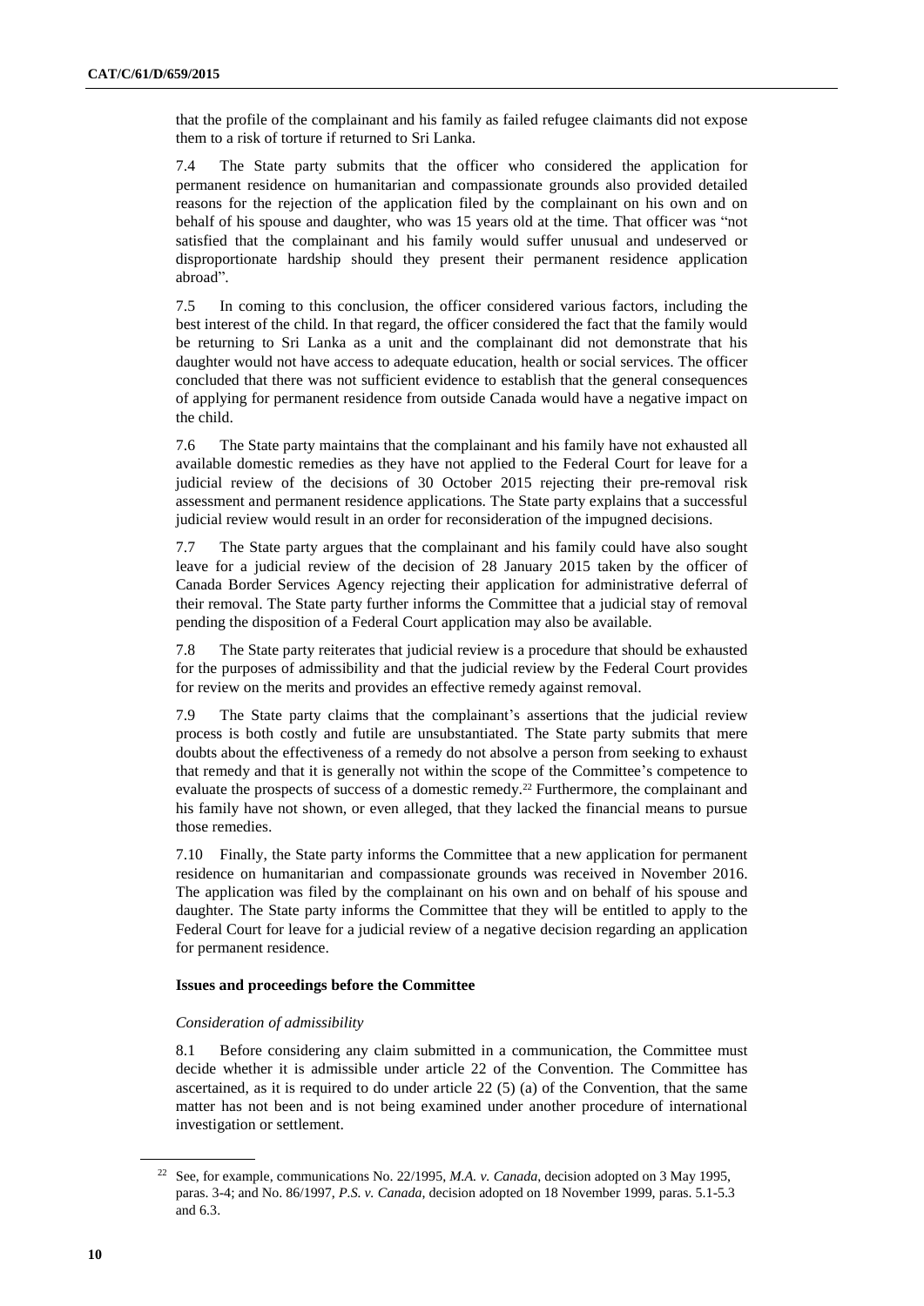that the profile of the complainant and his family as failed refugee claimants did not expose them to a risk of torture if returned to Sri Lanka.

7.4 The State party submits that the officer who considered the application for permanent residence on humanitarian and compassionate grounds also provided detailed reasons for the rejection of the application filed by the complainant on his own and on behalf of his spouse and daughter, who was 15 years old at the time. That officer was "not satisfied that the complainant and his family would suffer unusual and undeserved or disproportionate hardship should they present their permanent residence application abroad".

7.5 In coming to this conclusion, the officer considered various factors, including the best interest of the child. In that regard, the officer considered the fact that the family would be returning to Sri Lanka as a unit and the complainant did not demonstrate that his daughter would not have access to adequate education, health or social services. The officer concluded that there was not sufficient evidence to establish that the general consequences of applying for permanent residence from outside Canada would have a negative impact on the child.

7.6 The State party maintains that the complainant and his family have not exhausted all available domestic remedies as they have not applied to the Federal Court for leave for a judicial review of the decisions of 30 October 2015 rejecting their pre-removal risk assessment and permanent residence applications. The State party explains that a successful judicial review would result in an order for reconsideration of the impugned decisions.

7.7 The State party argues that the complainant and his family could have also sought leave for a judicial review of the decision of 28 January 2015 taken by the officer of Canada Border Services Agency rejecting their application for administrative deferral of their removal. The State party further informs the Committee that a judicial stay of removal pending the disposition of a Federal Court application may also be available.

7.8 The State party reiterates that judicial review is a procedure that should be exhausted for the purposes of admissibility and that the judicial review by the Federal Court provides for review on the merits and provides an effective remedy against removal.

7.9 The State party claims that the complainant's assertions that the judicial review process is both costly and futile are unsubstantiated. The State party submits that mere doubts about the effectiveness of a remedy do not absolve a person from seeking to exhaust that remedy and that it is generally not within the scope of the Committee's competence to evaluate the prospects of success of a domestic remedy.[22] Furthermore, the complainant and his family have not shown, or even alleged, that they lacked the financial means to pursue those remedies.

7.10 Finally, the State party informs the Committee that a new application for permanent residence on humanitarian and compassionate grounds was received in November 2016. The application was filed by the complainant on his own and on behalf of his spouse and daughter. The State party informs the Committee that they will be entitled to apply to the Federal Court for leave for a judicial review of a negative decision regarding an application for permanent residence.

### Issues and proceedings before the Committee

#### *Consideration of admissibility*

8.1 Before considering any claim submitted in a communication, the Committee must decide whether it is admissible under article 22 of the Convention. The Committee has ascertained, as it is required to do under article 22 (5) (a) of the Convention, that the same matter has not been and is not being examined under another procedure of international investigation or settlement.

[22] See, for example, communications No. 22/1995, *M.A. v. Canada*, decision adopted on 3 May 1995, paras. 3-4; and No. 86/1997, *P.S. v. Canada*, decision adopted on 18 November 1999, paras. 5.1-5.3 and 6.3.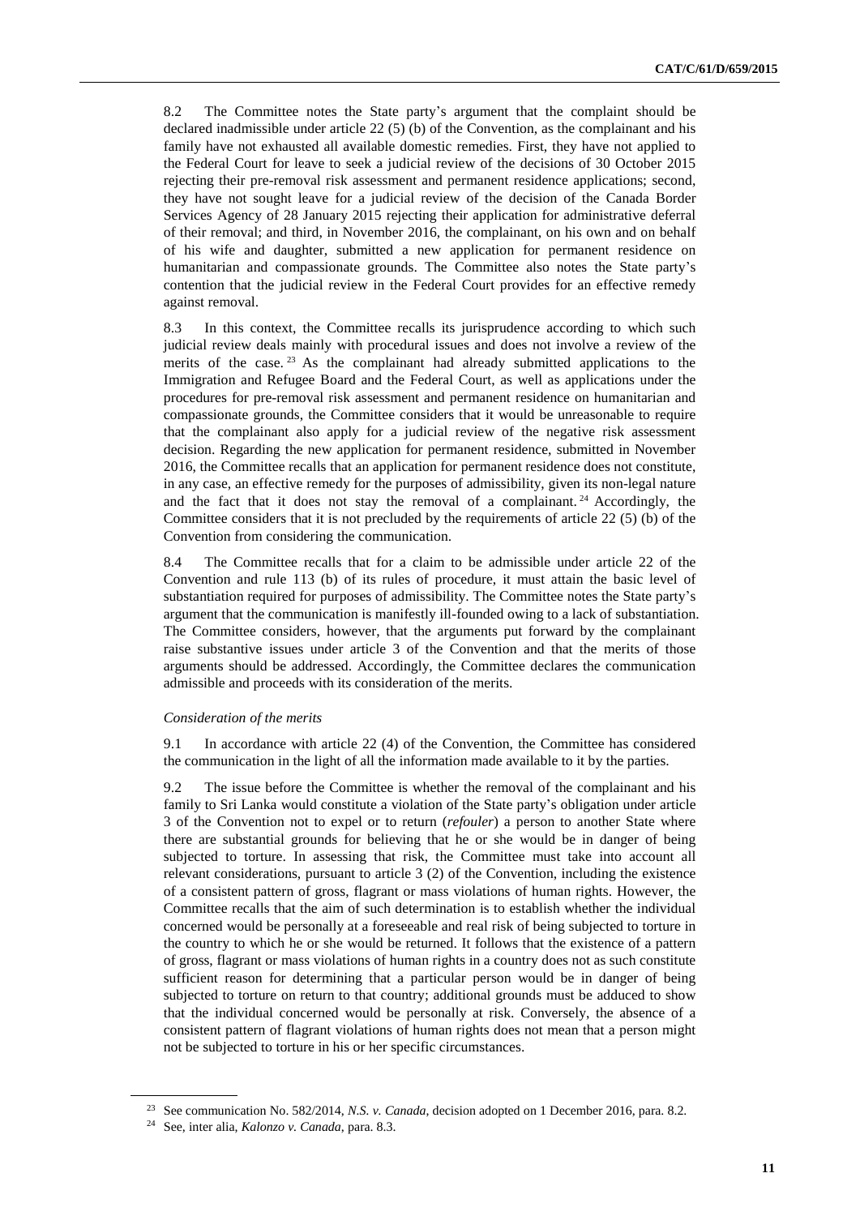8.2 The Committee notes the State party's argument that the complaint should be declared inadmissible under article 22 (5) (b) of the Convention, as the complainant and his family have not exhausted all available domestic remedies. First, they have not applied to the Federal Court for leave to seek a judicial review of the decisions of 30 October 2015 rejecting their pre-removal risk assessment and permanent residence applications; second, they have not sought leave for a judicial review of the decision of the Canada Border Services Agency of 28 January 2015 rejecting their application for administrative deferral of their removal; and third, in November 2016, the complainant, on his own and on behalf of his wife and daughter, submitted a new application for permanent residence on humanitarian and compassionate grounds. The Committee also notes the State party's contention that the judicial review in the Federal Court provides for an effective remedy against removal.

8.3 In this context, the Committee recalls its jurisprudence according to which such judicial review deals mainly with procedural issues and does not involve a review of the merits of the case.[23] As the complainant had already submitted applications to the Immigration and Refugee Board and the Federal Court, as well as applications under the procedures for pre-removal risk assessment and permanent residence on humanitarian and compassionate grounds, the Committee considers that it would be unreasonable to require that the complainant also apply for a judicial review of the negative risk assessment decision. Regarding the new application for permanent residence, submitted in November 2016, the Committee recalls that an application for permanent residence does not constitute, in any case, an effective remedy for the purposes of admissibility, given its non-legal nature and the fact that it does not stay the removal of a complainant.[24] Accordingly, the Committee considers that it is not precluded by the requirements of article 22 (5) (b) of the Convention from considering the communication.

8.4 The Committee recalls that for a claim to be admissible under article 22 of the Convention and rule 113 (b) of its rules of procedure, it must attain the basic level of substantiation required for purposes of admissibility. The Committee notes the State party's argument that the communication is manifestly ill-founded owing to a lack of substantiation. The Committee considers, however, that the arguments put forward by the complainant raise substantive issues under article 3 of the Convention and that the merits of those arguments should be addressed. Accordingly, the Committee declares the communication admissible and proceeds with its consideration of the merits.

*Consideration of the merits*

9.1 In accordance with article 22 (4) of the Convention, the Committee has considered the communication in the light of all the information made available to it by the parties.

9.2 The issue before the Committee is whether the removal of the complainant and his family to Sri Lanka would constitute a violation of the State party's obligation under article 3 of the Convention not to expel or to return (*refouler*) a person to another State where there are substantial grounds for believing that he or she would be in danger of being subjected to torture. In assessing that risk, the Committee must take into account all relevant considerations, pursuant to article 3 (2) of the Convention, including the existence of a consistent pattern of gross, flagrant or mass violations of human rights. However, the Committee recalls that the aim of such determination is to establish whether the individual concerned would be personally at a foreseeable and real risk of being subjected to torture in the country to which he or she would be returned. It follows that the existence of a pattern of gross, flagrant or mass violations of human rights in a country does not as such constitute sufficient reason for determining that a particular person would be in danger of being subjected to torture on return to that country; additional grounds must be adduced to show that the individual concerned would be personally at risk. Conversely, the absence of a consistent pattern of flagrant violations of human rights does not mean that a person might not be subjected to torture in his or her specific circumstances.

---

[23] See communication No. 582/2014, *N.S. v. Canada*, decision adopted on 1 December 2016, para. 8.2.

[24] See, inter alia, *Kalonzo v. Canada*, para. 8.3.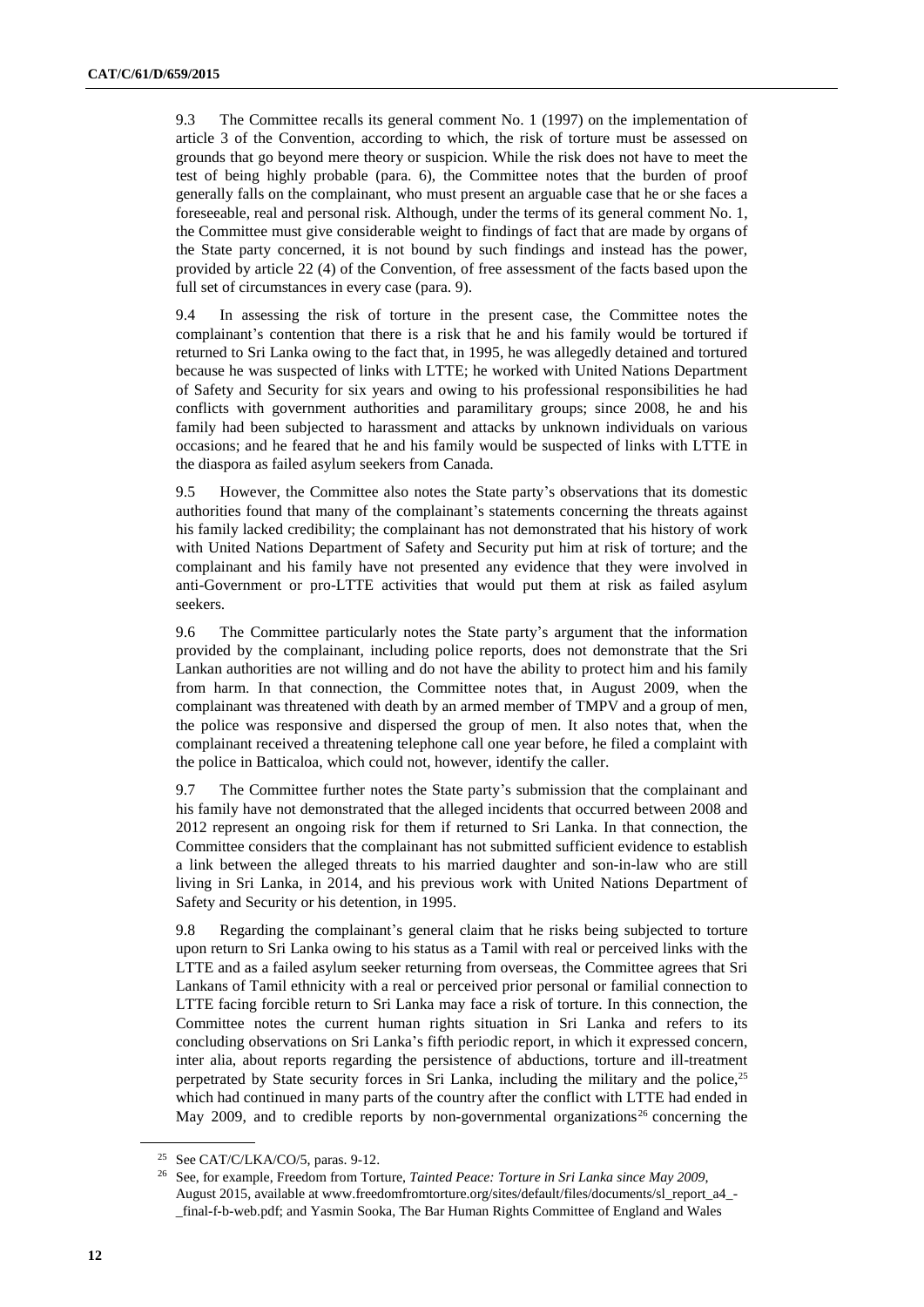9.3 The Committee recalls its general comment No. 1 (1997) on the implementation of article 3 of the Convention, according to which, the risk of torture must be assessed on grounds that go beyond mere theory or suspicion. While the risk does not have to meet the test of being highly probable (para. 6), the Committee notes that the burden of proof generally falls on the complainant, who must present an arguable case that he or she faces a foreseeable, real and personal risk. Although, under the terms of its general comment No. 1, the Committee must give considerable weight to findings of fact that are made by organs of the State party concerned, it is not bound by such findings and instead has the power, provided by article 22 (4) of the Convention, of free assessment of the facts based upon the full set of circumstances in every case (para. 9).

9.4 In assessing the risk of torture in the present case, the Committee notes the complainant's contention that there is a risk that he and his family would be tortured if returned to Sri Lanka owing to the fact that, in 1995, he was allegedly detained and tortured because he was suspected of links with LTTE; he worked with United Nations Department of Safety and Security for six years and owing to his professional responsibilities he had conflicts with government authorities and paramilitary groups; since 2008, he and his family had been subjected to harassment and attacks by unknown individuals on various occasions; and he feared that he and his family would be suspected of links with LTTE in the diaspora as failed asylum seekers from Canada.

9.5 However, the Committee also notes the State party's observations that its domestic authorities found that many of the complainant's statements concerning the threats against his family lacked credibility; the complainant has not demonstrated that his history of work with United Nations Department of Safety and Security put him at risk of torture; and the complainant and his family have not presented any evidence that they were involved in anti-Government or pro-LTTE activities that would put them at risk as failed asylum seekers.

9.6 The Committee particularly notes the State party's argument that the information provided by the complainant, including police reports, does not demonstrate that the Sri Lankan authorities are not willing and do not have the ability to protect him and his family from harm. In that connection, the Committee notes that, in August 2009, when the complainant was threatened with death by an armed member of TMPV and a group of men, the police was responsive and dispersed the group of men. It also notes that, when the complainant received a threatening telephone call one year before, he filed a complaint with the police in Batticaloa, which could not, however, identify the caller.

9.7 The Committee further notes the State party's submission that the complainant and his family have not demonstrated that the alleged incidents that occurred between 2008 and 2012 represent an ongoing risk for them if returned to Sri Lanka. In that connection, the Committee considers that the complainant has not submitted sufficient evidence to establish a link between the alleged threats to his married daughter and son-in-law who are still living in Sri Lanka, in 2014, and his previous work with United Nations Department of Safety and Security or his detention, in 1995.

9.8 Regarding the complainant's general claim that he risks being subjected to torture upon return to Sri Lanka owing to his status as a Tamil with real or perceived links with the LTTE and as a failed asylum seeker returning from overseas, the Committee agrees that Sri Lankans of Tamil ethnicity with a real or perceived prior personal or familial connection to LTTE facing forcible return to Sri Lanka may face a risk of torture. In this connection, the Committee notes the current human rights situation in Sri Lanka and refers to its concluding observations on Sri Lanka's fifth periodic report, in which it expressed concern, inter alia, about reports regarding the persistence of abductions, torture and ill-treatment perpetrated by State security forces in Sri Lanka, including the military and the police,[25] which had continued in many parts of the country after the conflict with LTTE had ended in May 2009, and to credible reports by non-governmental organizations[26] concerning the

---

[25] See CAT/C/LKA/CO/5, paras. 9-12.

[26] See, for example, Freedom from Torture, *Tainted Peace: Torture in Sri Lanka since May 2009*, August 2015, available at www.freedomfromtorture.org/sites/default/files/documents/sl_report_a4_-_final-f-b-web.pdf; and Yasmin Sooka, The Bar Human Rights Committee of England and Wales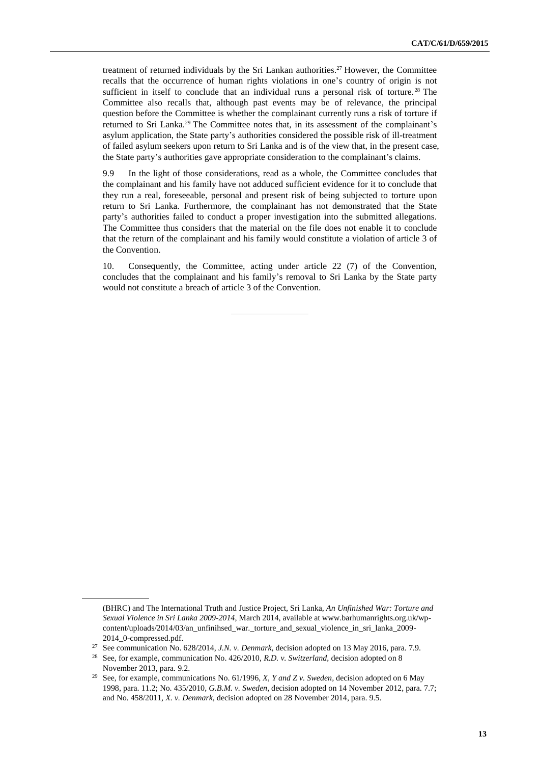treatment of returned individuals by the Sri Lankan authorities.[27] However, the Committee recalls that the occurrence of human rights violations in one's country of origin is not sufficient in itself to conclude that an individual runs a personal risk of torture.[28] The Committee also recalls that, although past events may be of relevance, the principal question before the Committee is whether the complainant currently runs a risk of torture if returned to Sri Lanka.[29] The Committee notes that, in its assessment of the complainant's asylum application, the State party's authorities considered the possible risk of ill-treatment of failed asylum seekers upon return to Sri Lanka and is of the view that, in the present case, the State party's authorities gave appropriate consideration to the complainant's claims.

9.9 In the light of those considerations, read as a whole, the Committee concludes that the complainant and his family have not adduced sufficient evidence for it to conclude that they run a real, foreseeable, personal and present risk of being subjected to torture upon return to Sri Lanka. Furthermore, the complainant has not demonstrated that the State party's authorities failed to conduct a proper investigation into the submitted allegations. The Committee thus considers that the material on the file does not enable it to conclude that the return of the complainant and his family would constitute a violation of article 3 of the Convention.

10. Consequently, the Committee, acting under article 22 (7) of the Convention, concludes that the complainant and his family's removal to Sri Lanka by the State party would not constitute a breach of article 3 of the Convention.

---

(BHRC) and The International Truth and Justice Project, Sri Lanka, *An Unfinished War: Torture and Sexual Violence in Sri Lanka 2009-2014*, March 2014, available at www.barhumanrights.org.uk/wp-content/uploads/2014/03/an_unfinihsed_war._torture_and_sexual_violence_in_sri_lanka_2009-2014_0-compressed.pdf.

[27] See communication No. 628/2014, *J.N. v. Denmark*, decision adopted on 13 May 2016, para. 7.9.

[28] See, for example, communication No. 426/2010, *R.D. v. Switzerland*, decision adopted on 8 November 2013, para. 9.2.

[29] See, for example, communications No. 61/1996, *X, Y and Z v. Sweden*, decision adopted on 6 May 1998, para. 11.2; No. 435/2010, *G.B.M. v. Sweden*, decision adopted on 14 November 2012, para. 7.7; and No. 458/2011, *X. v. Denmark*, decision adopted on 28 November 2014, para. 9.5.